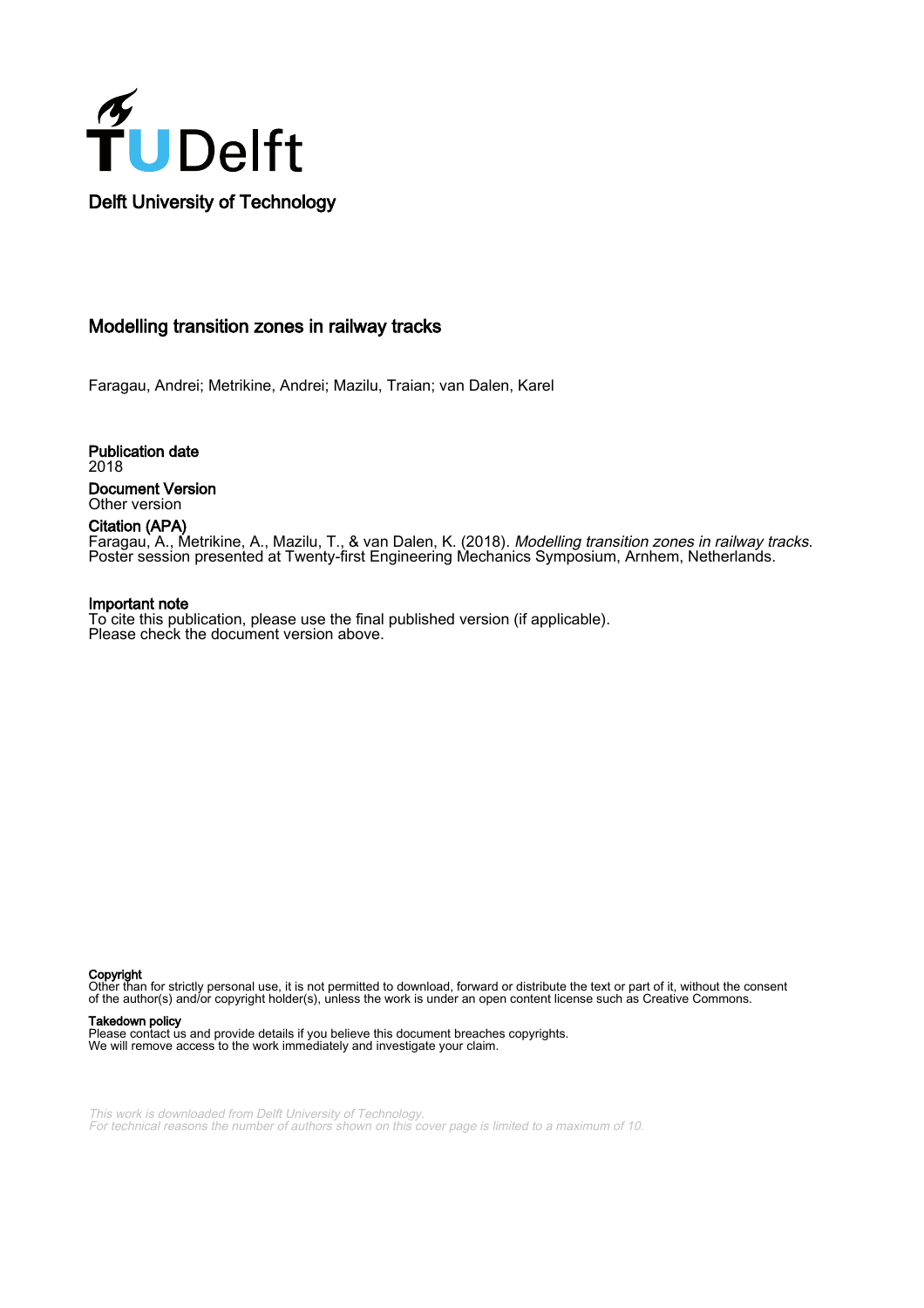# Delft University of Technology

## Modelling transition zones in railway tracks

Faragau, Andrei; Metrikine, Andrei; Mazilu, Traian; van Dalen, Karel

**Publication date**
2018

**Document Version**
Other version

**Citation (APA)**
Faragau, A., Metrikine, A., Mazilu, T., & van Dalen, K. (2018). *Modelling transition zones in railway tracks*. Poster session presented at Twenty-first Engineering Mechanics Symposium, Arnhem, Netherlands.

**Important note**
To cite this publication, please use the final published version (if applicable).
Please check the document version above.

**Copyright**
Other than for strictly personal use, it is not permitted to download, forward or distribute the text or part of it, without the consent of the author(s) and/or copyright holder(s), unless the work is under an open content license such as Creative Commons.

**Takedown policy**
Please contact us and provide details if you believe this document breaches copyrights.
We will remove access to the work immediately and investigate your claim.

*This work is downloaded from Delft University of Technology.*
*For technical reasons the number of authors shown on this cover page is limited to a maximum of 10.*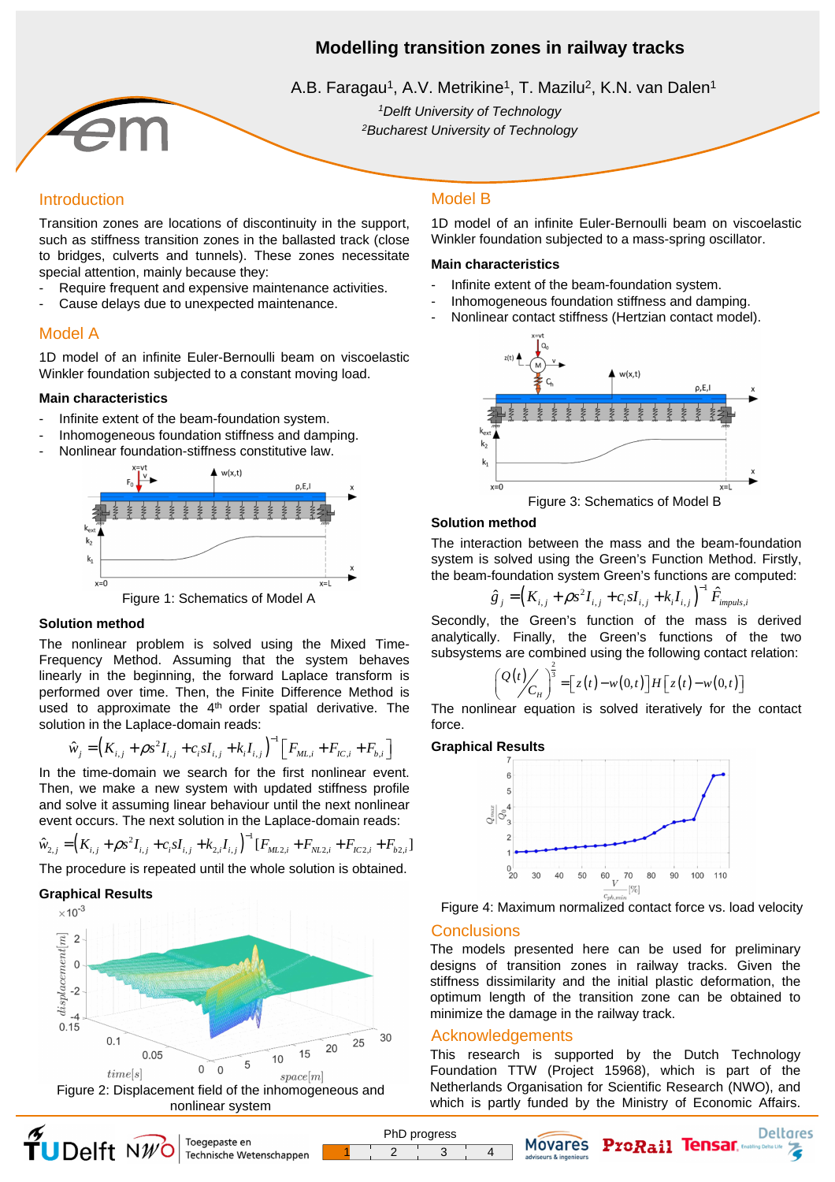# Modelling transition zones in railway tracks

A.B. Faragau[1], A.V. Metrikine[1], T. Mazilu[2], K.N. van Dalen[1]

[1]Delft University of Technology
[2]Bucharest University of Technology

## Introduction

Transition zones are locations of discontinuity in the support, such as stiffness transition zones in the ballasted track (close to bridges, culverts and tunnels). These zones necessitate special attention, mainly because they:

- Require frequent and expensive maintenance activities.
- Cause delays due to unexpected maintenance.

## Model A

1D model of an infinite Euler-Bernoulli beam on viscoelastic Winkler foundation subjected to a constant moving load.

### Main characteristics

- Infinite extent of the beam-foundation system.
- Inhomogeneous foundation stiffness and damping.
- Nonlinear foundation-stiffness constitutive law.

x=vt
v
$F_0$
w(x,t)
ρ,E,I
x
$k_{ext}$
$k_2$
$k_1$
x
x=0
x=L

Figure 1: Schematics of Model A

### Solution method

The nonlinear problem is solved using the Mixed Time-Frequency Method. Assuming that the system behaves linearly in the beginning, the forward Laplace transform is performed over time. Then, the Finite Difference Method is used to approximate the 4th order spatial derivative. The solution in the Laplace-domain reads:

$$\hat{w}_j = \left(K_{i,j} + \rho s^2 I_{i,j} + c_i s I_{i,j} + k_i I_{i,j}\right)^{-1}\left[F_{ML,i} + F_{IC,i} + F_{b,i}\right]$$

In the time-domain we search for the first nonlinear event. Then, we make a new system with updated stiffness profile and solve it assuming linear behaviour until the next nonlinear event occurs. The next solution in the Laplace-domain reads:

$$\hat{w}_{2,j} = \left(K_{i,j} + \rho s^2 I_{i,j} + c_i s I_{i,j} + k_{2,i} I_{i,j}\right)^{-1}\left[F_{ML2,i} + F_{NL2,i} + F_{IC2,i} + F_{b2,i}\right]$$

The procedure is repeated until the whole solution is obtained.

### Graphical Results

×10^-3
displacement[m]
2
0
-2
-4
0.15
0.1
0.05
0
time[s]
0
5
10
15
20
25
30
space[m]

Figure 2: Displacement field of the inhomogeneous and nonlinear system

## Model B

1D model of an infinite Euler-Bernoulli beam on viscoelastic Winkler foundation subjected to a mass-spring oscillator.

### Main characteristics

- Infinite extent of the beam-foundation system.
- Inhomogeneous foundation stiffness and damping.
- Nonlinear contact stiffness (Hertzian contact model).

x=vt
$Q_0$
z(t)
M
v
$C_h$
w(x,t)
ρ,E,I
x
$k_{ext}$
$k_2$
$k_1$
x
x=0
x=L

Figure 3: Schematics of Model B

### Solution method

The interaction between the mass and the beam-foundation system is solved using the Green's Function Method. Firstly, the beam-foundation system Green's functions are computed:

$$\hat{g}_j = \left(K_{i,j} + \rho s^2 I_{i,j} + c_i s I_{i,j} + k_i I_{i,j}\right)^{-1}\hat{F}_{impuls,i}$$

Secondly, the Green's function of the mass is derived analytically. Finally, the Green's functions of the two subsystems are combined using the following contact relation:

$$\left(\frac{Q(t)}{C_H}\right)^{\frac{2}{3}} = \left[z(t) - w(0,t)\right] H\left[z(t) - w(0,t)\right]$$

The nonlinear equation is solved iteratively for the contact force.

### Graphical Results

$\frac{Q_{max}}{Q_0}$
7
6
5
4
3
2
1
0
20
30
40
50
60
70
80
90
100
110
$\frac{V}{c_{ph,min}}$ [%]

Figure 4: Maximum normalized contact force vs. load velocity

## Conclusions

The models presented here can be used for preliminary designs of transition zones in railway tracks. Given the stiffness dissimilarity and the initial plastic deformation, the optimum length of the transition zone can be obtained to minimize the damage in the railway track.

## Acknowledgements

This research is supported by the Dutch Technology Foundation TTW (Project 15968), which is part of the Netherlands Organisation for Scientific Research (NWO), and which is partly funded by the Ministry of Economic Affairs.

TU Delft NWO Toegepaste en Technische Wetenschappen

PhD progress
1 2 3 4

Movares adviseurs & ingenieurs ProRail Tensar Deltares Enabling Delta Life